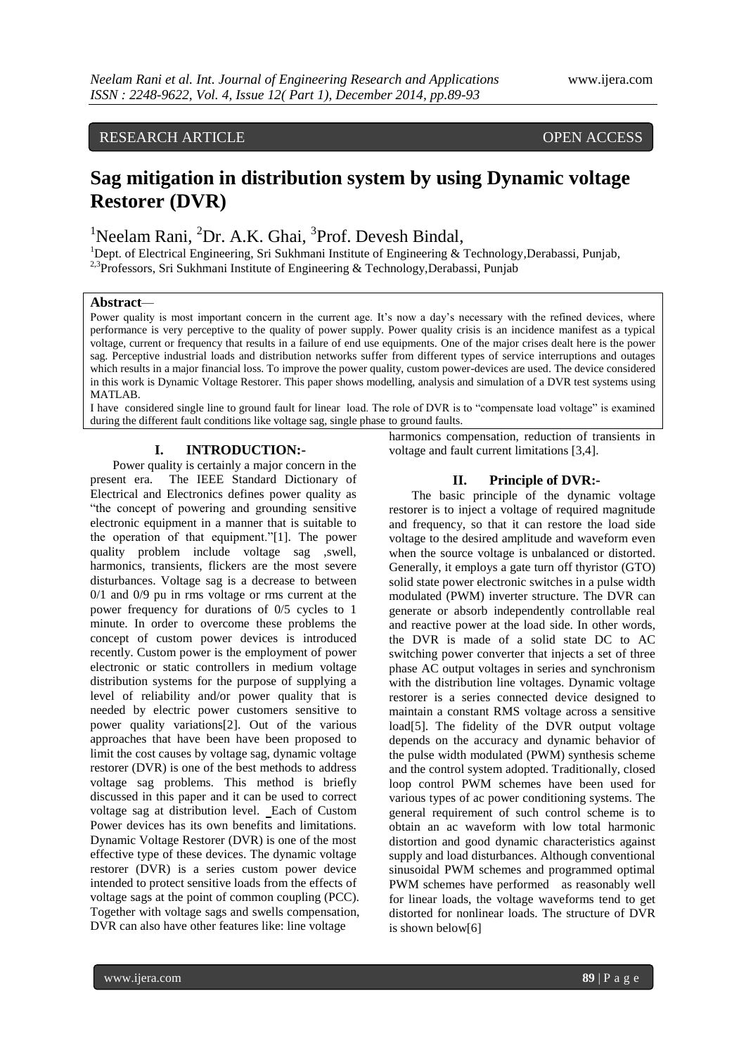RESEARCH ARTICLE OPEN ACCESS

# Sag mitigation in distribution system by using Dynamic voltage Restorer (DVR)

[1]Neelam Rani, [2]Dr. A.K. Ghai, [3]Prof. Devesh Bindal,

[1]Dept. of Electrical Engineering, Sri Sukhmani Institute of Engineering & Technology,Derabassi, Punjab,
[2,3]Professors, Sri Sukhmani Institute of Engineering & Technology,Derabassi, Punjab

**Abstract**—

Power quality is most important concern in the current age. It's now a day's necessary with the refined devices, where performance is very perceptive to the quality of power supply. Power quality crisis is an incidence manifest as a typical voltage, current or frequency that results in a failure of end use equipments. One of the major crises dealt here is the power sag. Perceptive industrial loads and distribution networks suffer from different types of service interruptions and outages which results in a major financial loss. To improve the power quality, custom power-devices are used. The device considered in this work is Dynamic Voltage Restorer. This paper shows modelling, analysis and simulation of a DVR test systems using MATLAB.

I have considered single line to ground fault for linear load. The role of DVR is to "compensate load voltage" is examined during the different fault conditions like voltage sag, single phase to ground faults.

## I. INTRODUCTION:-

Power quality is certainly a major concern in the present era. The IEEE Standard Dictionary of Electrical and Electronics defines power quality as "the concept of powering and grounding sensitive electronic equipment in a manner that is suitable to the operation of that equipment."[1]. The power quality problem include voltage sag ,swell, harmonics, transients, flickers are the most severe disturbances. Voltage sag is a decrease to between 0/1 and 0/9 pu in rms voltage or rms current at the power frequency for durations of 0/5 cycles to 1 minute. In order to overcome these problems the concept of custom power devices is introduced recently. Custom power is the employment of power electronic or static controllers in medium voltage distribution systems for the purpose of supplying a level of reliability and/or power quality that is needed by electric power customers sensitive to power quality variations[2]. Out of the various approaches that have been have been proposed to limit the cost causes by voltage sag, dynamic voltage restorer (DVR) is one of the best methods to address voltage sag problems. This method is briefly discussed in this paper and it can be used to correct voltage sag at distribution level. Each of Custom Power devices has its own benefits and limitations. Dynamic Voltage Restorer (DVR) is one of the most effective type of these devices. The dynamic voltage restorer (DVR) is a series custom power device intended to protect sensitive loads from the effects of voltage sags at the point of common coupling (PCC). Together with voltage sags and swells compensation, DVR can also have other features like: line voltage harmonics compensation, reduction of transients in voltage and fault current limitations [3,4].

## II. Principle of DVR:-

The basic principle of the dynamic voltage restorer is to inject a voltage of required magnitude and frequency, so that it can restore the load side voltage to the desired amplitude and waveform even when the source voltage is unbalanced or distorted. Generally, it employs a gate turn off thyristor (GTO) solid state power electronic switches in a pulse width modulated (PWM) inverter structure. The DVR can generate or absorb independently controllable real and reactive power at the load side. In other words, the DVR is made of a solid state DC to AC switching power converter that injects a set of three phase AC output voltages in series and synchronism with the distribution line voltages. Dynamic voltage restorer is a series connected device designed to maintain a constant RMS voltage across a sensitive load[5]. The fidelity of the DVR output voltage depends on the accuracy and dynamic behavior of the pulse width modulated (PWM) synthesis scheme and the control system adopted. Traditionally, closed loop control PWM schemes have been used for various types of ac power conditioning systems. The general requirement of such control scheme is to obtain an ac waveform with low total harmonic distortion and good dynamic characteristics against supply and load disturbances. Although conventional sinusoidal PWM schemes and programmed optimal PWM schemes have performed as reasonably well for linear loads, the voltage waveforms tend to get distorted for nonlinear loads. The structure of DVR is shown below[6]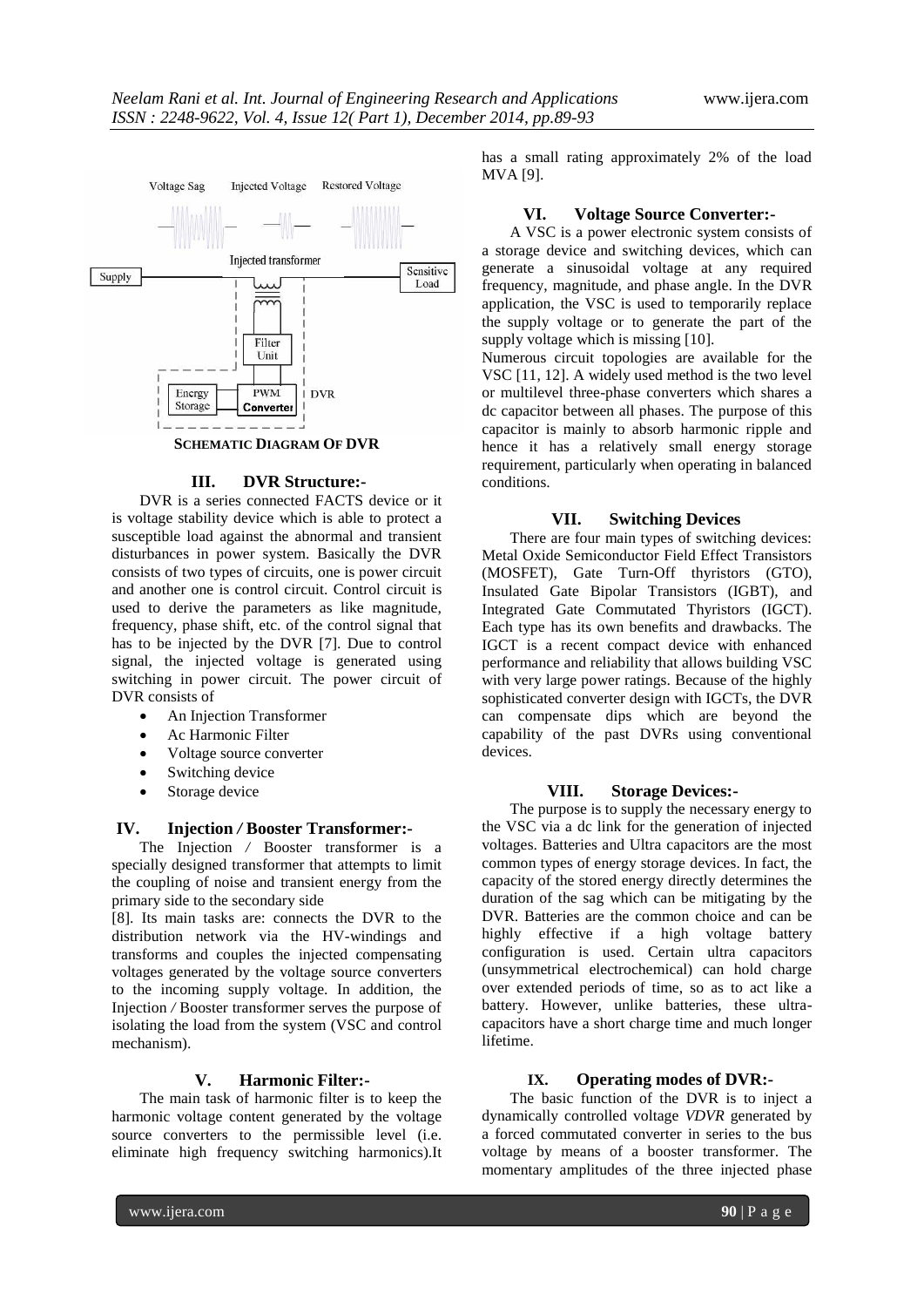**SCHEMATIC DIAGRAM OF DVR**

## III. DVR Structure:-

DVR is a series connected FACTS device or it is voltage stability device which is able to protect a susceptible load against the abnormal and transient disturbances in power system. Basically the DVR consists of two types of circuits, one is power circuit and another one is control circuit. Control circuit is used to derive the parameters as like magnitude, frequency, phase shift, etc. of the control signal that has to be injected by the DVR [7]. Due to control signal, the injected voltage is generated using switching in power circuit. The power circuit of DVR consists of

- An Injection Transformer
- Ac Harmonic Filter
- Voltage source converter
- Switching device
- Storage device

## IV. Injection / Booster Transformer:-

The Injection / Booster transformer is a specially designed transformer that attempts to limit the coupling of noise and transient energy from the primary side to the secondary side [8]. Its main tasks are: connects the DVR to the distribution network via the HV-windings and transforms and couples the injected compensating voltages generated by the voltage source converters to the incoming supply voltage. In addition, the Injection / Booster transformer serves the purpose of isolating the load from the system (VSC and control mechanism).

## V. Harmonic Filter:-

The main task of harmonic filter is to keep the harmonic voltage content generated by the voltage source converters to the permissible level (i.e. eliminate high frequency switching harmonics).It has a small rating approximately 2% of the load MVA [9].

## VI. Voltage Source Converter:-

A VSC is a power electronic system consists of a storage device and switching devices, which can generate a sinusoidal voltage at any required frequency, magnitude, and phase angle. In the DVR application, the VSC is used to temporarily replace the supply voltage or to generate the part of the supply voltage which is missing [10].

Numerous circuit topologies are available for the VSC [11, 12]. A widely used method is the two level or multilevel three-phase converters which shares a dc capacitor between all phases. The purpose of this capacitor is mainly to absorb harmonic ripple and hence it has a relatively small energy storage requirement, particularly when operating in balanced conditions.

## VII. Switching Devices

There are four main types of switching devices: Metal Oxide Semiconductor Field Effect Transistors (MOSFET), Gate Turn-Off thyristors (GTO), Insulated Gate Bipolar Transistors (IGBT), and Integrated Gate Commutated Thyristors (IGCT). Each type has its own benefits and drawbacks. The IGCT is a recent compact device with enhanced performance and reliability that allows building VSC with very large power ratings. Because of the highly sophisticated converter design with IGCTs, the DVR can compensate dips which are beyond the capability of the past DVRs using conventional devices.

## VIII. Storage Devices:-

The purpose is to supply the necessary energy to the VSC via a dc link for the generation of injected voltages. Batteries and Ultra capacitors are the most common types of energy storage devices. In fact, the capacity of the stored energy directly determines the duration of the sag which can be mitigating by the DVR. Batteries are the common choice and can be highly effective if a high voltage battery configuration is used. Certain ultra capacitors (unsymmetrical electrochemical) can hold charge over extended periods of time, so as to act like a battery. However, unlike batteries, these ultra-capacitors have a short charge time and much longer lifetime.

## IX. Operating modes of DVR:-

The basic function of the DVR is to inject a dynamically controlled voltage $V_{DVR}$ generated by a forced commutated converter in series to the bus voltage by means of a booster transformer. The momentary amplitudes of the three injected phase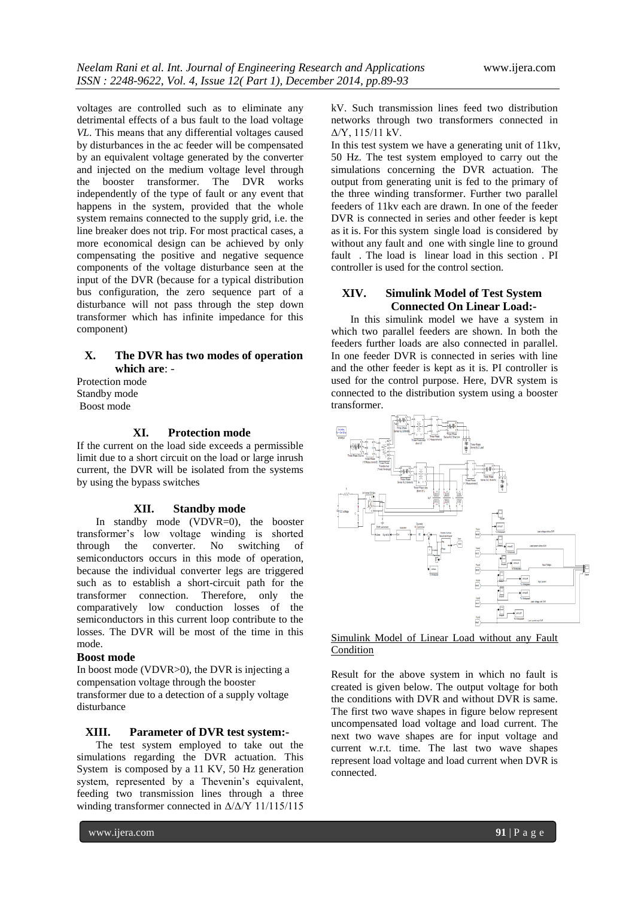voltages are controlled such as to eliminate any detrimental effects of a bus fault to the load voltage *VL*. This means that any differential voltages caused by disturbances in the ac feeder will be compensated by an equivalent voltage generated by the converter and injected on the medium voltage level through the booster transformer. The DVR works independently of the type of fault or any event that happens in the system, provided that the whole system remains connected to the supply grid, i.e. the line breaker does not trip. For most practical cases, a more economical design can be achieved by only compensating the positive and negative sequence components of the voltage disturbance seen at the input of the DVR (because for a typical distribution bus configuration, the zero sequence part of a disturbance will not pass through the step down transformer which has infinite impedance for this component)

## X. The DVR has two modes of operation which are: -

Protection mode
Standby mode
Boost mode

## XI. Protection mode

If the current on the load side exceeds a permissible limit due to a short circuit on the load or large inrush current, the DVR will be isolated from the systems by using the bypass switches

## XII. Standby mode

In standby mode (VDVR=0), the booster transformer's low voltage winding is shorted through the converter. No switching of semiconductors occurs in this mode of operation, because the individual converter legs are triggered such as to establish a short-circuit path for the transformer connection. Therefore, only the comparatively low conduction losses of the semiconductors in this current loop contribute to the losses. The DVR will be most of the time in this mode.

**Boost mode**

In boost mode (VDVR>0), the DVR is injecting a compensation voltage through the booster transformer due to a detection of a supply voltage disturbance

## XIII. Parameter of DVR test system:-

The test system employed to take out the simulations regarding the DVR actuation. This System is composed by a 11 KV, 50 Hz generation system, represented by a Thevenin's equivalent, feeding two transmission lines through a three winding transformer connected in Δ/Δ/Y 11/115/115 kV. Such transmission lines feed two distribution networks through two transformers connected in Δ/Y, 115/11 kV.

In this test system we have a generating unit of 11kv, 50 Hz. The test system employed to carry out the simulations concerning the DVR actuation. The output from generating unit is fed to the primary of the three winding transformer. Further two parallel feeders of 11kv each are drawn. In one of the feeder DVR is connected in series and other feeder is kept as it is. For this system single load is considered by without any fault and one with single line to ground fault . The load is linear load in this section . PI controller is used for the control section.

## XIV. Simulink Model of Test System Connected On Linear Load:-

In this simulink model we have a system in which two parallel feeders are shown. In both the feeders further loads are also connected in parallel. In one feeder DVR is connected in series with line and the other feeder is kept as it is. PI controller is used for the control purpose. Here, DVR system is connected to the distribution system using a booster transformer.

Simulink Model of Linear Load without any Fault Condition

Result for the above system in which no fault is created is given below. The output voltage for both the conditions with DVR and without DVR is same. The first two wave shapes in figure below represent uncompensated load voltage and load current. The next two wave shapes are for input voltage and current w.r.t. time. The last two wave shapes represent load voltage and load current when DVR is connected.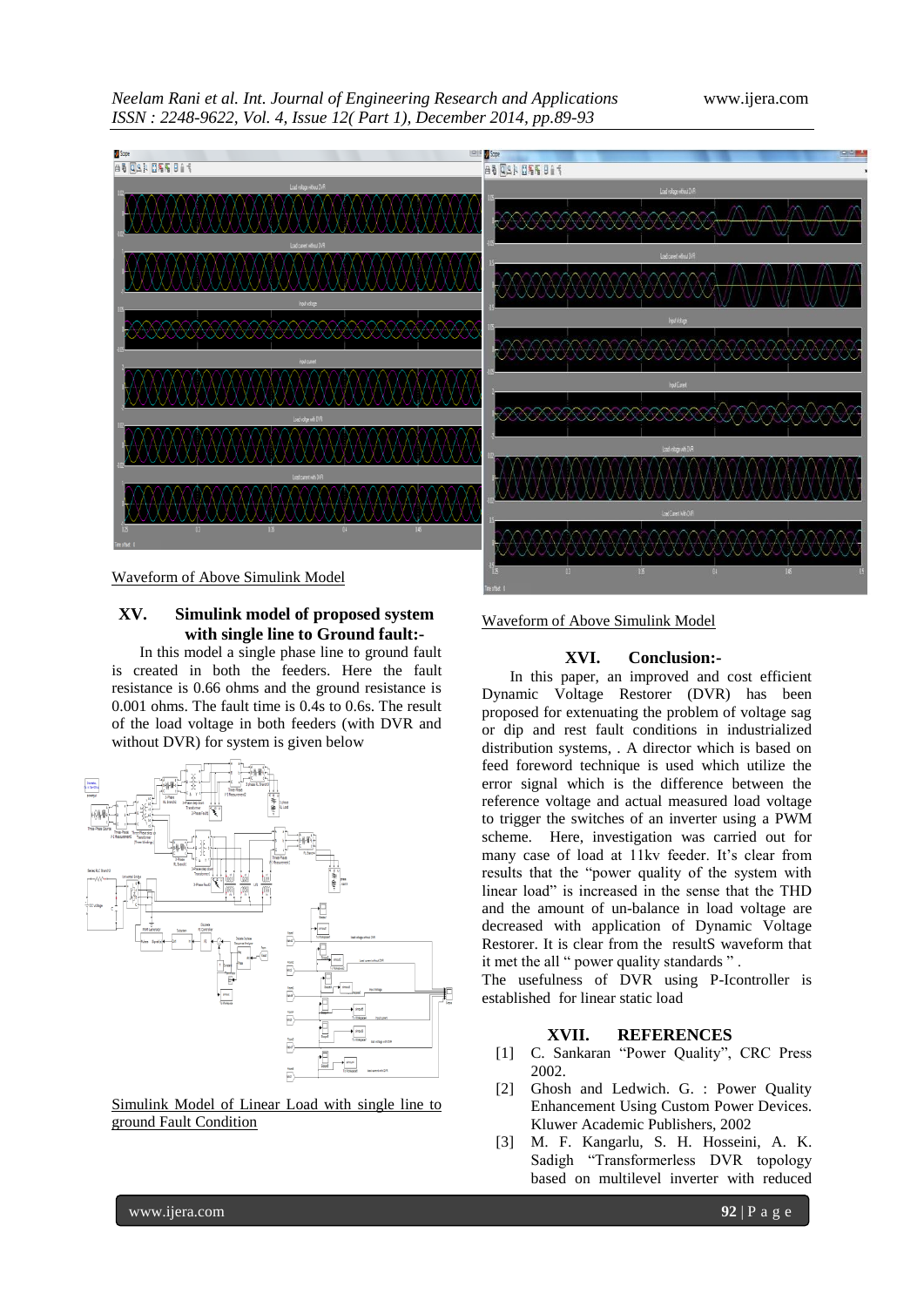Waveform of Above Simulink Model

## XV. Simulink model of proposed system with single line to Ground fault:-

In this model a single phase line to ground fault is created in both the feeders. Here the fault resistance is 0.66 ohms and the ground resistance is 0.001 ohms. The fault time is 0.4s to 0.6s. The result of the load voltage in both feeders (with DVR and without DVR) for system is given below

Simulink Model of Linear Load with single line to ground Fault Condition

Waveform of Above Simulink Model

## XVI. Conclusion:-

In this paper, an improved and cost efficient Dynamic Voltage Restorer (DVR) has been proposed for extenuating the problem of voltage sag or dip and rest fault conditions in industrialized distribution systems, . A director which is based on feed foreword technique is used which utilize the error signal which is the difference between the reference voltage and actual measured load voltage to trigger the switches of an inverter using a PWM scheme. Here, investigation was carried out for many case of load at 11kv feeder. It's clear from results that the "power quality of the system with linear load" is increased in the sense that the THD and the amount of un-balance in load voltage are decreased with application of Dynamic Voltage Restorer. It is clear from the resultS waveform that it met the all " power quality standards " .
The usefulness of DVR using P-Icontroller is established for linear static load

## XVII. REFERENCES

[1] C. Sankaran "Power Quality", CRC Press 2002.

[2] Ghosh and Ledwich. G. : Power Quality Enhancement Using Custom Power Devices. Kluwer Academic Publishers, 2002

[3] M. F. Kangarlu, S. H. Hosseini, A. K. Sadigh "Transformerless DVR topology based on multilevel inverter with reduced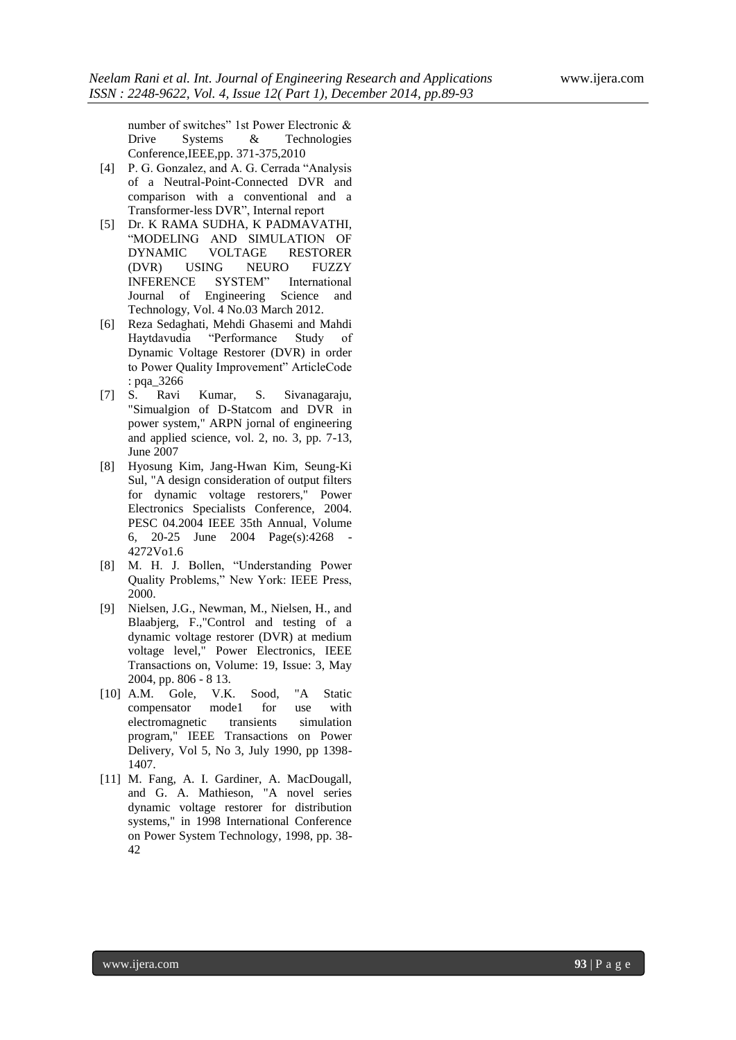number of switches" 1st Power Electronic & Drive Systems & Technologies Conference,IEEE,pp. 371-375,2010

[4] P. G. Gonzalez, and A. G. Cerrada "Analysis of a Neutral-Point-Connected DVR and comparison with a conventional and a Transformer-less DVR", Internal report

[5] Dr. K RAMA SUDHA, K PADMAVATHI, "MODELING AND SIMULATION OF DYNAMIC VOLTAGE RESTORER (DVR) USING NEURO FUZZY INFERENCE SYSTEM" International Journal of Engineering Science and Technology, Vol. 4 No.03 March 2012.

[6] Reza Sedaghati, Mehdi Ghasemi and Mahdi Haytdavudia "Performance Study of Dynamic Voltage Restorer (DVR) in order to Power Quality Improvement" ArticleCode : pqa_3266

[7] S. Ravi Kumar, S. Sivanagaraju, "Simualgion of D-Statcom and DVR in power system," ARPN jornal of engineering and applied science, vol. 2, no. 3, pp. 7-13, June 2007

[8] Hyosung Kim, Jang-Hwan Kim, Seung-Ki Sul, "A design consideration of output filters for dynamic voltage restorers," Power Electronics Specialists Conference, 2004. PESC 04.2004 IEEE 35th Annual, Volume 6, 20-25 June 2004 Page(s):4268 - 4272Vo1.6

[8] M. H. J. Bollen, "Understanding Power Quality Problems," New York: IEEE Press, 2000.

[9] Nielsen, J.G., Newman, M., Nielsen, H., and Blaabjerg, F.,"Control and testing of a dynamic voltage restorer (DVR) at medium voltage level," Power Electronics, IEEE Transactions on, Volume: 19, Issue: 3, May 2004, pp. 806 - 8 13.

[10] A.M. Gole, V.K. Sood, "A Static compensator mode1 for use with electromagnetic transients simulation program," IEEE Transactions on Power Delivery, Vol 5, No 3, July 1990, pp 1398-1407.

[11] M. Fang, A. I. Gardiner, A. MacDougall, and G. A. Mathieson, "A novel series dynamic voltage restorer for distribution systems," in 1998 International Conference on Power System Technology, 1998, pp. 38-42